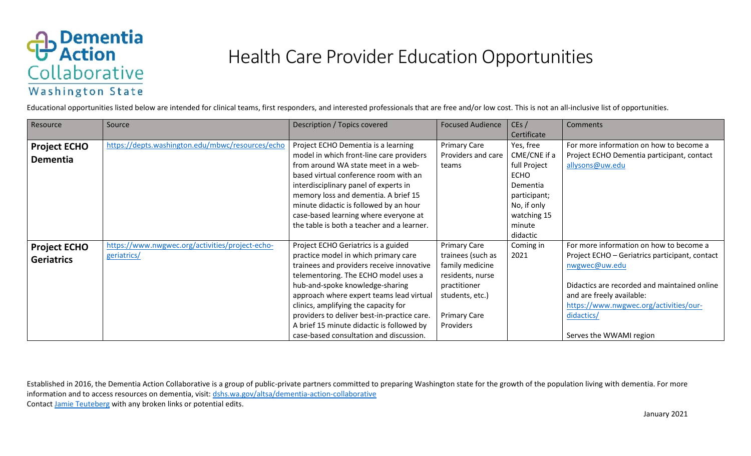Dementia Action Collaborative
Washington State

# Health Care Provider Education Opportunities

Educational opportunities listed below are intended for clinical teams, first responders, and interested professionals that are free and/or low cost. This is not an all-inclusive list of opportunities.

| Resource | Source | Description / Topics covered | Focused Audience | CEs / Certificate | Comments |
|---|---|---|---|---|---|
| **Project ECHO Dementia** | https://depts.washington.edu/mbwc/resources/echo | Project ECHO Dementia is a learning model in which front-line care providers from around WA state meet in a web-based virtual conference room with an interdisciplinary panel of experts in memory loss and dementia. A brief 15 minute didactic is followed by an hour case-based learning where everyone at the table is both a teacher and a learner. | Primary Care Providers and care teams | Yes, free CME/CNE if a full Project ECHO Dementia participant; No, if only watching 15 minute didactic | For more information on how to become a Project ECHO Dementia participant, contact allysons@uw.edu |
| **Project ECHO Geriatrics** | https://www.nwgwec.org/activities/project-echo-geriatrics/ | Project ECHO Geriatrics is a guided practice model in which primary care trainees and providers receive innovative telementoring. The ECHO model uses a hub-and-spoke knowledge-sharing approach where expert teams lead virtual clinics, amplifying the capacity for providers to deliver best-in-practice care. A brief 15 minute didactic is followed by case-based consultation and discussion. | Primary Care trainees (such as family medicine residents, nurse practitioner students, etc.)<br><br>Primary Care Providers | Coming in 2021 | For more information on how to become a Project ECHO – Geriatrics participant, contact nwgwec@uw.edu<br><br>Didactics are recorded and maintained online and are freely available: https://www.nwgwec.org/activities/our-didactics/<br><br>Serves the WWAMI region |

Established in 2016, the Dementia Action Collaborative is a group of public-private partners committed to preparing Washington state for the growth of the population living with dementia. For more information and to access resources on dementia, visit: dshs.wa.gov/altsa/dementia-action-collaborative
Contact Jamie Teuteberg with any broken links or potential edits.

January 2021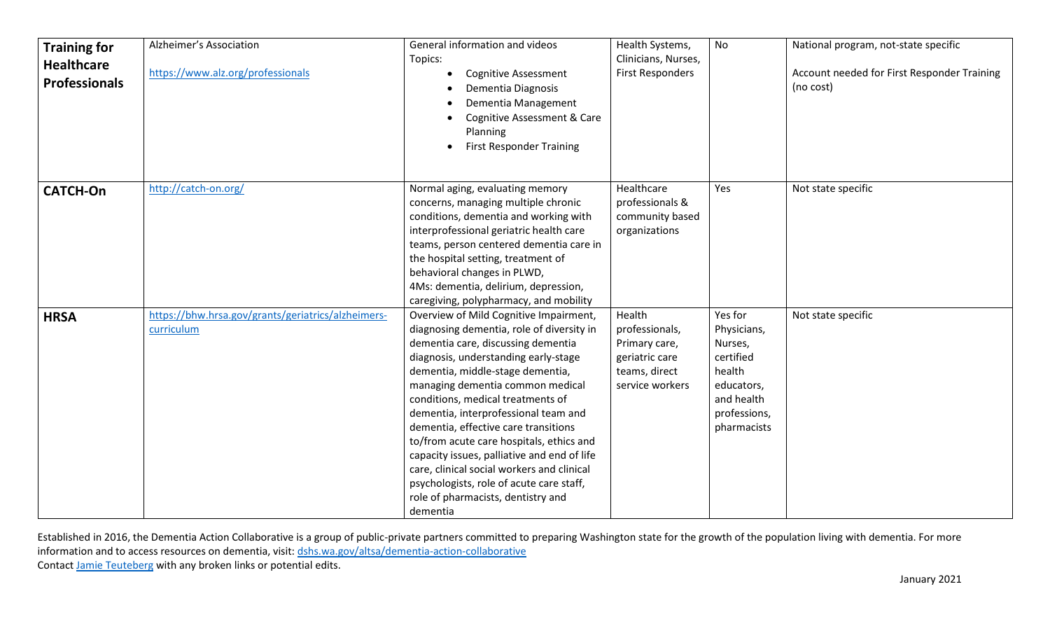| **Training for Healthcare Professionals** | Alzheimer's Association<br><br>https://www.alz.org/professionals | General information and videos<br>Topics:<br>• Cognitive Assessment<br>• Dementia Diagnosis<br>• Dementia Management<br>• Cognitive Assessment & Care Planning<br>• First Responder Training | Health Systems, Clinicians, Nurses, First Responders | No | National program, not-state specific<br><br>Account needed for First Responder Training (no cost) |
|---|---|---|---|---|---|
| **CATCH-On** | http://catch-on.org/ | Normal aging, evaluating memory concerns, managing multiple chronic conditions, dementia and working with interprofessional geriatric health care teams, person centered dementia care in the hospital setting, treatment of behavioral changes in PLWD, 4Ms: dementia, delirium, depression, caregiving, polypharmacy, and mobility | Healthcare professionals & community based organizations | Yes | Not state specific |
| **HRSA** | https://bhw.hrsa.gov/grants/geriatrics/alzheimers-curriculum | Overview of Mild Cognitive Impairment, diagnosing dementia, role of diversity in dementia care, discussing dementia diagnosis, understanding early-stage dementia, middle-stage dementia, managing dementia common medical conditions, medical treatments of dementia, interprofessional team and dementia, effective care transitions to/from acute care hospitals, ethics and capacity issues, palliative and end of life care, clinical social workers and clinical psychologists, role of acute care staff, role of pharmacists, dentistry and dementia | Health professionals, Primary care, geriatric care teams, direct service workers | Yes for Physicians, Nurses, certified health educators, and health professions, pharmacists | Not state specific |

Established in 2016, the Dementia Action Collaborative is a group of public-private partners committed to preparing Washington state for the growth of the population living with dementia. For more information and to access resources on dementia, visit: dshs.wa.gov/altsa/dementia-action-collaborative
Contact Jamie Teuteberg with any broken links or potential edits.

January 2021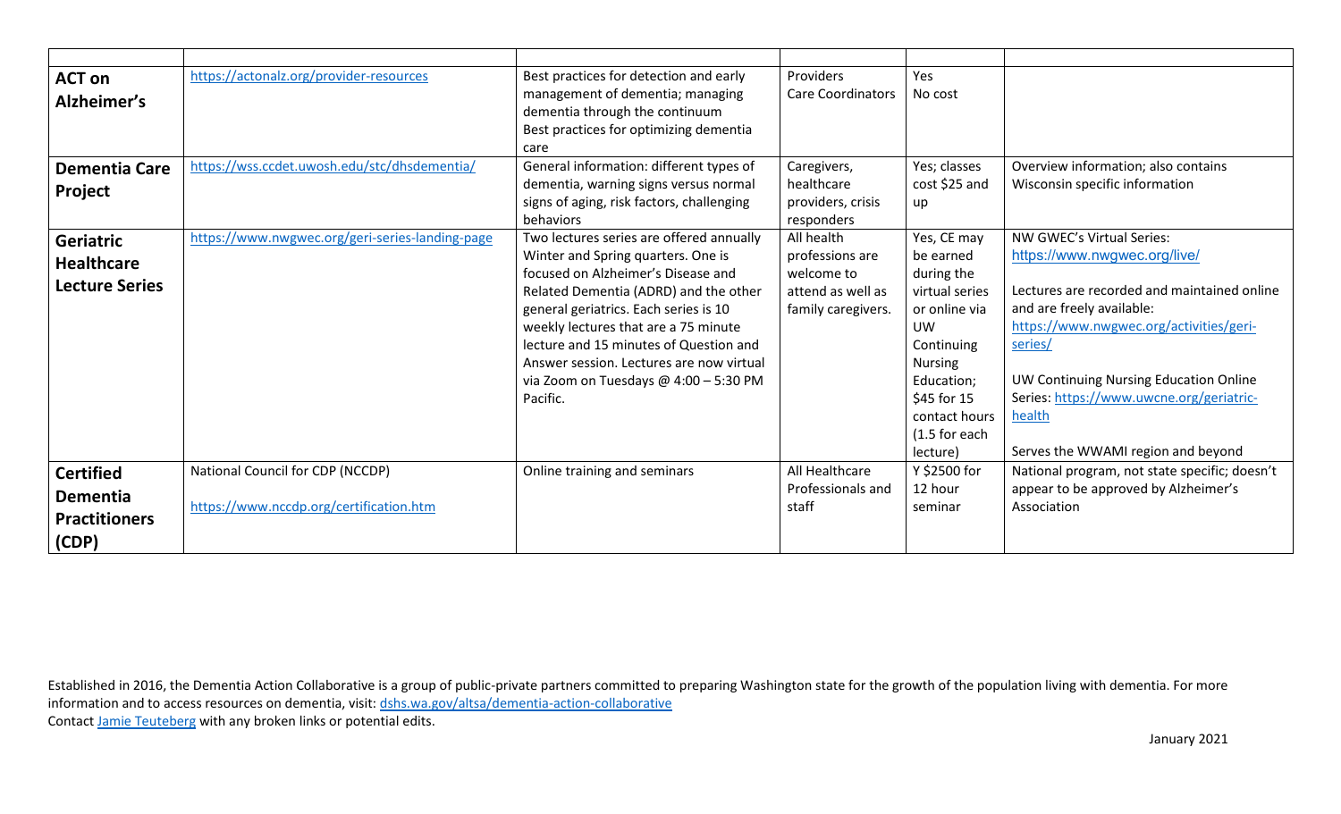| | | | | | |
|---|---|---|---|---|---|
| **ACT on Alzheimer's** | https://actonalz.org/provider-resources | Best practices for detection and early management of dementia; managing dementia through the continuum<br>Best practices for optimizing dementia care | Providers<br>Care Coordinators | Yes<br>No cost | |
| **Dementia Care Project** | https://wss.ccdet.uwosh.edu/stc/dhsdementia/ | General information: different types of dementia, warning signs versus normal signs of aging, risk factors, challenging behaviors | Caregivers, healthcare providers, crisis responders | Yes; classes cost $25 and up | Overview information; also contains Wisconsin specific information |
| **Geriatric Healthcare Lecture Series** | https://www.nwgwec.org/geri-series-landing-page | Two lectures series are offered annually Winter and Spring quarters. One is focused on Alzheimer's Disease and Related Dementia (ADRD) and the other general geriatrics. Each series is 10 weekly lectures that are a 75 minute lecture and 15 minutes of Question and Answer session. Lectures are now virtual via Zoom on Tuesdays @ 4:00 – 5:30 PM Pacific. | All health professions are welcome to attend as well as family caregivers. | Yes, CE may be earned during the virtual series or online via UW Continuing Nursing Education; $45 for 15 contact hours (1.5 for each lecture) | NW GWEC's Virtual Series: https://www.nwgwec.org/live/<br><br>Lectures are recorded and maintained online and are freely available: https://www.nwgwec.org/activities/geri-series/<br><br>UW Continuing Nursing Education Online Series: https://www.uwcne.org/geriatric-health<br><br>Serves the WWAMI region and beyond |
| **Certified Dementia Practitioners (CDP)** | National Council for CDP (NCCDP)<br><br>https://www.nccdp.org/certification.htm | Online training and seminars | All Healthcare Professionals and staff | Y $2500 for 12 hour seminar | National program, not state specific; doesn't appear to be approved by Alzheimer's Association |

Established in 2016, the Dementia Action Collaborative is a group of public-private partners committed to preparing Washington state for the growth of the population living with dementia. For more information and to access resources on dementia, visit: dshs.wa.gov/altsa/dementia-action-collaborative
Contact Jamie Teuteberg with any broken links or potential edits.

January 2021